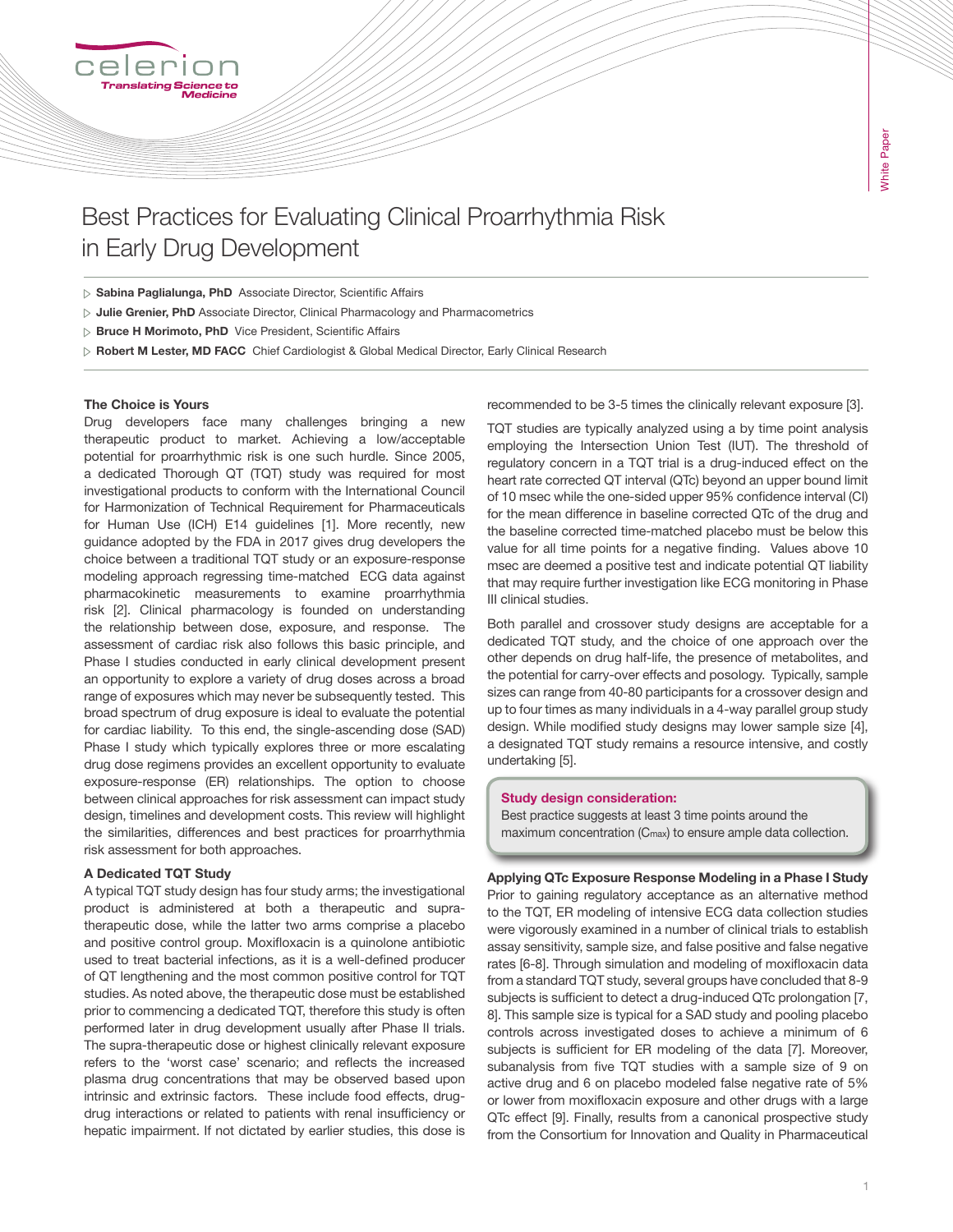# Best Practices for Evaluating Clinical Proarrhythmia Risk in Early Drug Development

- **Sabina Paglialunga, PhD** Associate Director, Scientific Affairs
- **Julie Grenier, PhD** Associate Director, Clinical Pharmacology and Pharmacometrics
- **Bruce H Morimoto, PhD** Vice President, Scientific Affairs
- **Robert M Lester, MD FACC** Chief Cardiologist & Global Medical Director, Early Clinical Research

### The Choice is Yours

Drug developers face many challenges bringing a new therapeutic product to market. Achieving a low/acceptable potential for proarrhythmic risk is one such hurdle. Since 2005, a dedicated Thorough QT (TQT) study was required for most investigational products to conform with the International Council for Harmonization of Technical Requirement for Pharmaceuticals for Human Use (ICH) E14 guidelines [1]. More recently, new guidance adopted by the FDA in 2017 gives drug developers the choice between a traditional TQT study or an exposure-response modeling approach regressing time-matched ECG data against pharmacokinetic measurements to examine proarrhythmia risk [2]. Clinical pharmacology is founded on understanding the relationship between dose, exposure, and response. The assessment of cardiac risk also follows this basic principle, and Phase I studies conducted in early clinical development present an opportunity to explore a variety of drug doses across a broad range of exposures which may never be subsequently tested. This broad spectrum of drug exposure is ideal to evaluate the potential for cardiac liability. To this end, the single-ascending dose (SAD) Phase I study which typically explores three or more escalating drug dose regimens provides an excellent opportunity to evaluate exposure-response (ER) relationships. The option to choose between clinical approaches for risk assessment can impact study design, timelines and development costs. This review will highlight the similarities, differences and best practices for proarrhythmia risk assessment for both approaches.

### A Dedicated TQT Study

A typical TQT study design has four study arms; the investigational product is administered at both a therapeutic and supra-therapeutic dose, while the latter two arms comprise a placebo and positive control group. Moxifloxacin is a quinolone antibiotic used to treat bacterial infections, as it is a well-defined producer of QT lengthening and the most common positive control for TQT studies. As noted above, the therapeutic dose must be established prior to commencing a dedicated TQT, therefore this study is often performed later in drug development usually after Phase II trials. The supra-therapeutic dose or highest clinically relevant exposure refers to the 'worst case' scenario; and reflects the increased plasma drug concentrations that may be observed based upon intrinsic and extrinsic factors. These include food effects, drug-drug interactions or related to patients with renal insufficiency or hepatic impairment. If not dictated by earlier studies, this dose is recommended to be 3-5 times the clinically relevant exposure [3].

TQT studies are typically analyzed using a by time point analysis employing the Intersection Union Test (IUT). The threshold of regulatory concern in a TQT trial is a drug-induced effect on the heart rate corrected QT interval (QTc) beyond an upper bound limit of 10 msec while the one-sided upper 95% confidence interval (CI) for the mean difference in baseline corrected QTc of the drug and the baseline corrected time-matched placebo must be below this value for all time points for a negative finding. Values above 10 msec are deemed a positive test and indicate potential QT liability that may require further investigation like ECG monitoring in Phase III clinical studies.

Both parallel and crossover study designs are acceptable for a dedicated TQT study, and the choice of one approach over the other depends on drug half-life, the presence of metabolites, and the potential for carry-over effects and posology. Typically, sample sizes can range from 40-80 participants for a crossover design and up to four times as many individuals in a 4-way parallel group study design. While modified study designs may lower sample size [4], a designated TQT study remains a resource intensive, and costly undertaking [5].

> **Study design consideration:**
> Best practice suggests at least 3 time points around the maximum concentration ($C_{max}$) to ensure ample data collection.

### Applying QTc Exposure Response Modeling in a Phase I Study

Prior to gaining regulatory acceptance as an alternative method to the TQT, ER modeling of intensive ECG data collection studies were vigorously examined in a number of clinical trials to establish assay sensitivity, sample size, and false positive and false negative rates [6-8]. Through simulation and modeling of moxifloxacin data from a standard TQT study, several groups have concluded that 8-9 subjects is sufficient to detect a drug-induced QTc prolongation [7, 8]. This sample size is typical for a SAD study and pooling placebo controls across investigated doses to achieve a minimum of 6 subjects is sufficient for ER modeling of the data [7]. Moreover, subanalysis from five TQT studies with a sample size of 9 on active drug and 6 on placebo modeled false negative rate of 5% or lower from moxifloxacin exposure and other drugs with a large QTc effect [9]. Finally, results from a canonical prospective study from the Consortium for Innovation and Quality in Pharmaceutical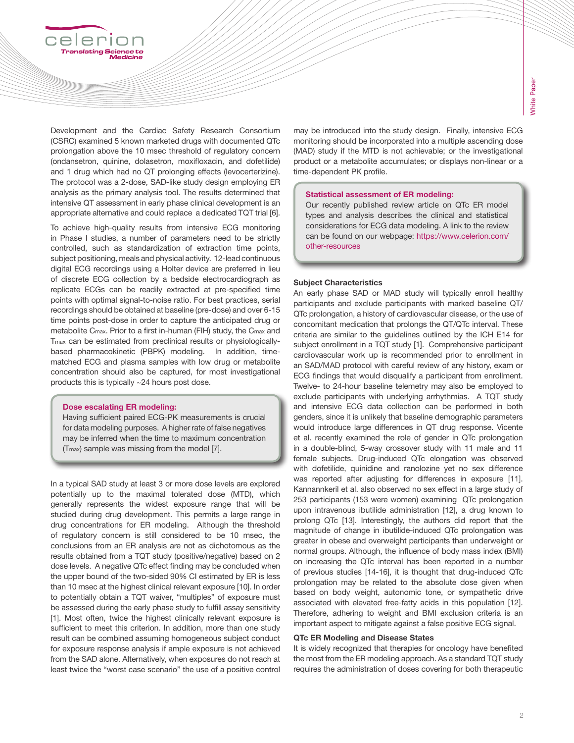Development and the Cardiac Safety Research Consortium (CSRC) examined 5 known marketed drugs with documented QTc prolongation above the 10 msec threshold of regulatory concern (ondansetron, quinine, dolasetron, moxifloxacin, and dofetilide) and 1 drug which had no QT prolonging effects (levocerterizine). The protocol was a 2-dose, SAD-like study design employing ER analysis as the primary analysis tool. The results determined that intensive QT assessment in early phase clinical development is an appropriate alternative and could replace a dedicated TQT trial [6].

To achieve high-quality results from intensive ECG monitoring in Phase I studies, a number of parameters need to be strictly controlled, such as standardization of extraction time points, subject positioning, meals and physical activity. 12-lead continuous digital ECG recordings using a Holter device are preferred in lieu of discrete ECG collection by a bedside electrocardiograph as replicate ECGs can be readily extracted at pre-specified time points with optimal signal-to-noise ratio. For best practices, serial recordings should be obtained at baseline (pre-dose) and over 6-15 time points post-dose in order to capture the anticipated drug or metabolite $C_{max}$. Prior to a first in-human (FIH) study, the $C_{max}$ and $T_{max}$ can be estimated from preclinical results or physiologically-based pharmacokinetic (PBPK) modeling. In addition, time-matched ECG and plasma samples with low drug or metabolite concentration should also be captured, for most investigational products this is typically ~24 hours post dose.

> **Dose escalating ER modeling:**
> Having sufficient paired ECG-PK measurements is crucial for data modeling purposes. A higher rate of false negatives may be inferred when the time to maximum concentration ($T_{max}$) sample was missing from the model [7].

In a typical SAD study at least 3 or more dose levels are explored potentially up to the maximal tolerated dose (MTD), which generally represents the widest exposure range that will be studied during drug development. This permits a large range in drug concentrations for ER modeling. Although the threshold of regulatory concern is still considered to be 10 msec, the conclusions from an ER analysis are not as dichotomous as the results obtained from a TQT study (positive/negative) based on 2 dose levels. A negative QTc effect finding may be concluded when the upper bound of the two-sided 90% CI estimated by ER is less than 10 msec at the highest clinical relevant exposure [10]. In order to potentially obtain a TQT waiver, "multiples" of exposure must be assessed during the early phase study to fulfill assay sensitivity [1]. Most often, twice the highest clinically relevant exposure is sufficient to meet this criterion. In addition, more than one study result can be combined assuming homogeneous subject conduct for exposure response analysis if ample exposure is not achieved from the SAD alone. Alternatively, when exposures do not reach at least twice the "worst case scenario" the use of a positive control may be introduced into the study design. Finally, intensive ECG monitoring should be incorporated into a multiple ascending dose (MAD) study if the MTD is not achievable; or the investigational product or a metabolite accumulates; or displays non-linear or a time-dependent PK profile.

> **Statistical assessment of ER modeling:**
> Our recently published review article on QTc ER model types and analysis describes the clinical and statistical considerations for ECG data modeling. A link to the review can be found on our webpage: https://www.celerion.com/other-resources

### Subject Characteristics

An early phase SAD or MAD study will typically enroll healthy participants and exclude participants with marked baseline QT/QTc prolongation, a history of cardiovascular disease, or the use of concomitant medication that prolongs the QT/QTc interval. These criteria are similar to the guidelines outlined by the ICH E14 for subject enrollment in a TQT study [1]. Comprehensive participant cardiovascular work up is recommended prior to enrollment in an SAD/MAD protocol with careful review of any history, exam or ECG findings that would disqualify a participant from enrollment. Twelve- to 24-hour baseline telemetry may also be employed to exclude participants with underlying arrhythmias. A TQT study and intensive ECG data collection can be performed in both genders, since it is unlikely that baseline demographic parameters would introduce large differences in QT drug response. Vicente et al. recently examined the role of gender in QTc prolongation in a double-blind, 5-way crossover study with 11 male and 11 female subjects. Drug-induced QTc elongation was observed with dofetilide, quinidine and ranolozine yet no sex difference was reported after adjusting for differences in exposure [11]. Kannannkeril et al. also observed no sex effect in a large study of 253 participants (153 were women) examining QTc prolongation upon intravenous ibutilide administration [12], a drug known to prolong QTc [13]. Interestingly, the authors did report that the magnitude of change in ibutilide-induced QTc prolongation was greater in obese and overweight participants than underweight or normal groups. Although, the influence of body mass index (BMI) on increasing the QTc interval has been reported in a number of previous studies [14-16], it is thought that drug-induced QTc prolongation may be related to the absolute dose given when based on body weight, autonomic tone, or sympathetic drive associated with elevated free-fatty acids in this population [12]. Therefore, adhering to weight and BMI exclusion criteria is an important aspect to mitigate against a false positive ECG signal.

### QTc ER Modeling and Disease States

It is widely recognized that therapies for oncology have benefited the most from the ER modeling approach. As a standard TQT study requires the administration of doses covering for both therapeutic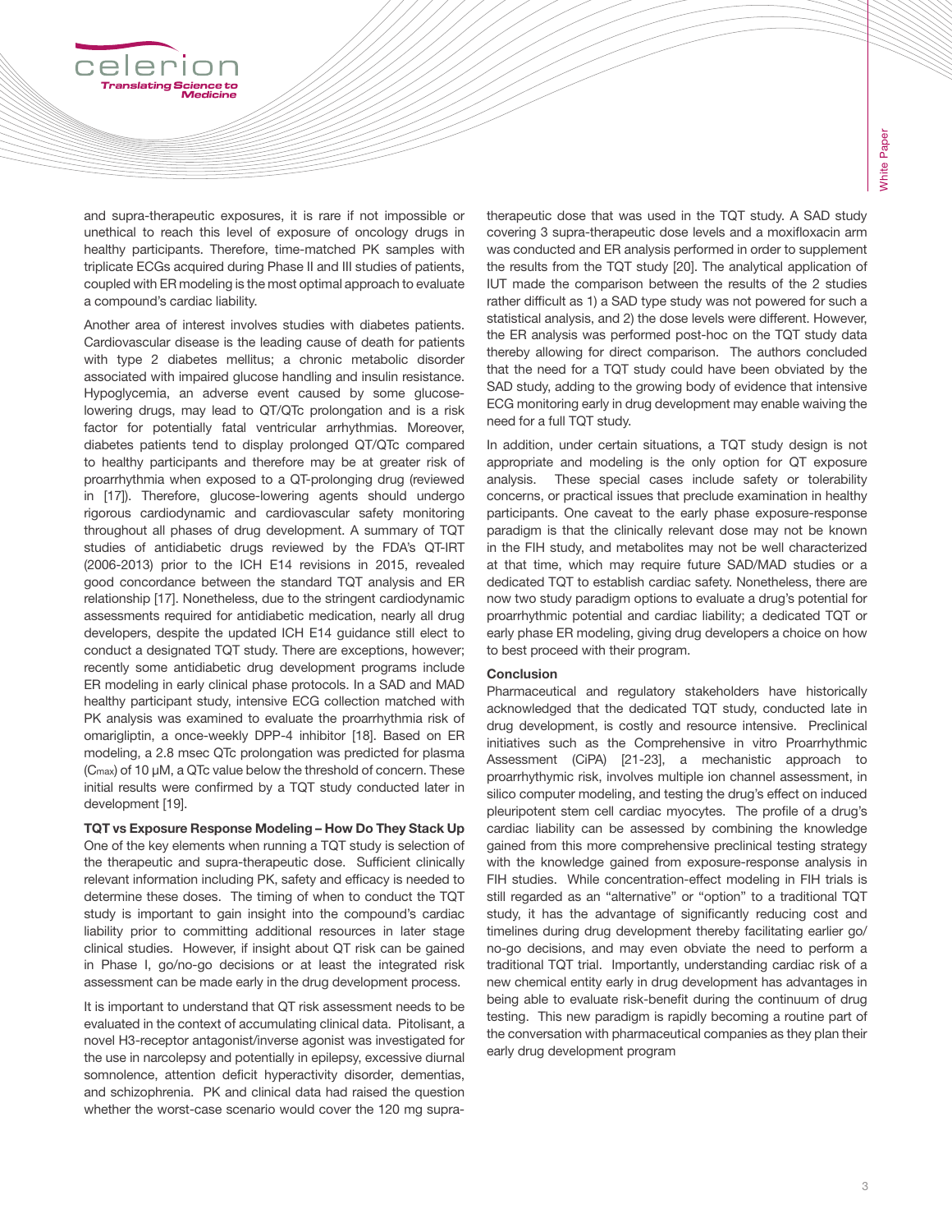and supra-therapeutic exposures, it is rare if not impossible or unethical to reach this level of exposure of oncology drugs in healthy participants. Therefore, time-matched PK samples with triplicate ECGs acquired during Phase II and III studies of patients, coupled with ER modeling is the most optimal approach to evaluate a compound's cardiac liability.

Another area of interest involves studies with diabetes patients. Cardiovascular disease is the leading cause of death for patients with type 2 diabetes mellitus; a chronic metabolic disorder associated with impaired glucose handling and insulin resistance. Hypoglycemia, an adverse event caused by some glucose-lowering drugs, may lead to QT/QTc prolongation and is a risk factor for potentially fatal ventricular arrhythmias. Moreover, diabetes patients tend to display prolonged QT/QTc compared to healthy participants and therefore may be at greater risk of proarrhythmia when exposed to a QT-prolonging drug (reviewed in [17]). Therefore, glucose-lowering agents should undergo rigorous cardiodynamic and cardiovascular safety monitoring throughout all phases of drug development. A summary of TQT studies of antidiabetic drugs reviewed by the FDA's QT-IRT (2006-2013) prior to the ICH E14 revisions in 2015, revealed good concordance between the standard TQT analysis and ER relationship [17]. Nonetheless, due to the stringent cardiodynamic assessments required for antidiabetic medication, nearly all drug developers, despite the updated ICH E14 guidance still elect to conduct a designated TQT study. There are exceptions, however; recently some antidiabetic drug development programs include ER modeling in early clinical phase protocols. In a SAD and MAD healthy participant study, intensive ECG collection matched with PK analysis was examined to evaluate the proarrhythmia risk of omarigliptin, a once-weekly DPP-4 inhibitor [18]. Based on ER modeling, a 2.8 msec QTc prolongation was predicted for plasma ($C_{max}$) of 10 μM, a QTc value below the threshold of concern. These initial results were confirmed by a TQT study conducted later in development [19].

**TQT vs Exposure Response Modeling – How Do They Stack Up**

One of the key elements when running a TQT study is selection of the therapeutic and supra-therapeutic dose. Sufficient clinically relevant information including PK, safety and efficacy is needed to determine these doses. The timing of when to conduct the TQT study is important to gain insight into the compound's cardiac liability prior to committing additional resources in later stage clinical studies. However, if insight about QT risk can be gained in Phase I, go/no-go decisions or at least the integrated risk assessment can be made early in the drug development process.

It is important to understand that QT risk assessment needs to be evaluated in the context of accumulating clinical data. Pitolisant, a novel H3-receptor antagonist/inverse agonist was investigated for the use in narcolepsy and potentially in epilepsy, excessive diurnal somnolence, attention deficit hyperactivity disorder, dementias, and schizophrenia. PK and clinical data had raised the question whether the worst-case scenario would cover the 120 mg supra-therapeutic dose that was used in the TQT study. A SAD study covering 3 supra-therapeutic dose levels and a moxifloxacin arm was conducted and ER analysis performed in order to supplement the results from the TQT study [20]. The analytical application of IUT made the comparison between the results of the 2 studies rather difficult as 1) a SAD type study was not powered for such a statistical analysis, and 2) the dose levels were different. However, the ER analysis was performed post-hoc on the TQT study data thereby allowing for direct comparison. The authors concluded that the need for a TQT study could have been obviated by the SAD study, adding to the growing body of evidence that intensive ECG monitoring early in drug development may enable waiving the need for a full TQT study.

In addition, under certain situations, a TQT study design is not appropriate and modeling is the only option for QT exposure analysis. These special cases include safety or tolerability concerns, or practical issues that preclude examination in healthy participants. One caveat to the early phase exposure-response paradigm is that the clinically relevant dose may not be known in the FIH study, and metabolites may not be well characterized at that time, which may require future SAD/MAD studies or a dedicated TQT to establish cardiac safety. Nonetheless, there are now two study paradigm options to evaluate a drug's potential for proarrhythmic potential and cardiac liability; a dedicated TQT or early phase ER modeling, giving drug developers a choice on how to best proceed with their program.

**Conclusion**

Pharmaceutical and regulatory stakeholders have historically acknowledged that the dedicated TQT study, conducted late in drug development, is costly and resource intensive. Preclinical initiatives such as the Comprehensive in vitro Proarrhythmic Assessment (CiPA) [21-23], a mechanistic approach to proarrhythymic risk, involves multiple ion channel assessment, in silico computer modeling, and testing the drug's effect on induced pleuripotent stem cell cardiac myocytes. The profile of a drug's cardiac liability can be assessed by combining the knowledge gained from this more comprehensive preclinical testing strategy with the knowledge gained from exposure-response analysis in FIH studies. While concentration-effect modeling in FIH trials is still regarded as an "alternative" or "option" to a traditional TQT study, it has the advantage of significantly reducing cost and timelines during drug development thereby facilitating earlier go/no-go decisions, and may even obviate the need to perform a traditional TQT trial. Importantly, understanding cardiac risk of a new chemical entity early in drug development has advantages in being able to evaluate risk-benefit during the continuum of drug testing. This new paradigm is rapidly becoming a routine part of the conversation with pharmaceutical companies as they plan their early drug development program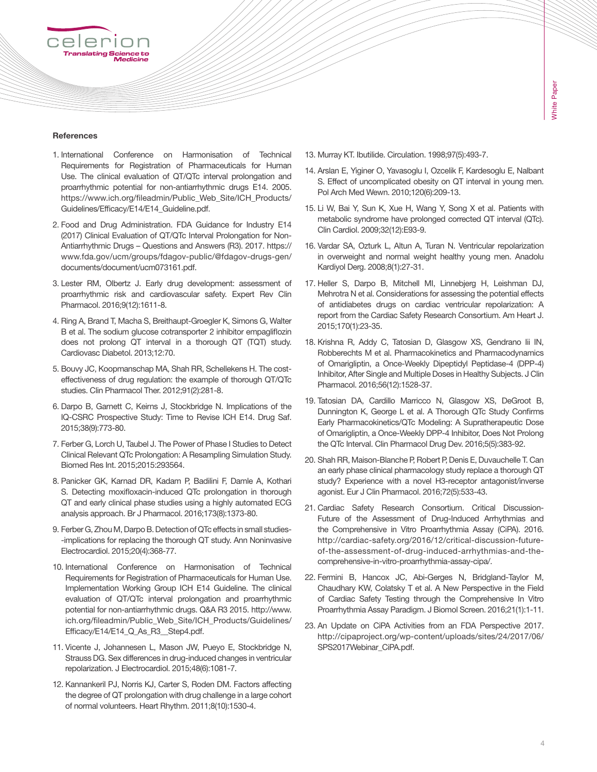**References**

1. International Conference on Harmonisation of Technical Requirements for Registration of Pharmaceuticals for Human Use. The clinical evaluation of QT/QTc interval prolongation and proarrhythmic potential for non-antiarrhythmic drugs E14. 2005. https://www.ich.org/fileadmin/Public_Web_Site/ICH_Products/Guidelines/Efficacy/E14/E14_Guideline.pdf.
2. Food and Drug Administration. FDA Guidance for Industry E14 (2017) Clinical Evaluation of QT/QTc Interval Prolongation for Non-Antiarrhythmic Drugs – Questions and Answers (R3). 2017. https://www.fda.gov/ucm/groups/fdagov-public/@fdagov-drugs-gen/documents/document/ucm073161.pdf.
3. Lester RM, Olbertz J. Early drug development: assessment of proarrhythmic risk and cardiovascular safety. Expert Rev Clin Pharmacol. 2016;9(12):1611-8.
4. Ring A, Brand T, Macha S, Breithaupt-Groegler K, Simons G, Walter B et al. The sodium glucose cotransporter 2 inhibitor empagliflozin does not prolong QT interval in a thorough QT (TQT) study. Cardiovasc Diabetol. 2013;12:70.
5. Bouvy JC, Koopmanschap MA, Shah RR, Schellekens H. The cost-effectiveness of drug regulation: the example of thorough QT/QTc studies. Clin Pharmacol Ther. 2012;91(2):281-8.
6. Darpo B, Garnett C, Keirns J, Stockbridge N. Implications of the IQ-CSRC Prospective Study: Time to Revise ICH E14. Drug Saf. 2015;38(9):773-80.
7. Ferber G, Lorch U, Taubel J. The Power of Phase I Studies to Detect Clinical Relevant QTc Prolongation: A Resampling Simulation Study. Biomed Res Int. 2015;2015:293564.
8. Panicker GK, Karnad DR, Kadam P, Badilini F, Damle A, Kothari S. Detecting moxifloxacin-induced QTc prolongation in thorough QT and early clinical phase studies using a highly automated ECG analysis approach. Br J Pharmacol. 2016;173(8):1373-80.
9. Ferber G, Zhou M, Darpo B. Detection of QTc effects in small studies--implications for replacing the thorough QT study. Ann Noninvasive Electrocardiol. 2015;20(4):368-77.
10. International Conference on Harmonisation of Technical Requirements for Registration of Pharmaceuticals for Human Use. Implementation Working Group ICH E14 Guideline. The clinical evaluation of QT/QTc interval prolongation and proarrhythmic potential for non-antiarrhythmic drugs. Q&A R3 2015. http://www.ich.org/fileadmin/Public_Web_Site/ICH_Products/Guidelines/Efficacy/E14/E14_Q_As_R3__Step4.pdf.
11. Vicente J, Johannesen L, Mason JW, Pueyo E, Stockbridge N, Strauss DG. Sex differences in drug-induced changes in ventricular repolarization. J Electrocardiol. 2015;48(6):1081-7.
12. Kannankeril PJ, Norris KJ, Carter S, Roden DM. Factors affecting the degree of QT prolongation with drug challenge in a large cohort of normal volunteers. Heart Rhythm. 2011;8(10):1530-4.
13. Murray KT. Ibutilide. Circulation. 1998;97(5):493-7.
14. Arslan E, Yiginer O, Yavasoglu I, Ozcelik F, Kardesoglu E, Nalbant S. Effect of uncomplicated obesity on QT interval in young men. Pol Arch Med Wewn. 2010;120(6):209-13.
15. Li W, Bai Y, Sun K, Xue H, Wang Y, Song X et al. Patients with metabolic syndrome have prolonged corrected QT interval (QTc). Clin Cardiol. 2009;32(12):E93-9.
16. Vardar SA, Ozturk L, Altun A, Turan N. Ventricular repolarization in overweight and normal weight healthy young men. Anadolu Kardiyol Derg. 2008;8(1):27-31.
17. Heller S, Darpo B, Mitchell MI, Linnebjerg H, Leishman DJ, Mehrotra N et al. Considerations for assessing the potential effects of antidiabetes drugs on cardiac ventricular repolarization: A report from the Cardiac Safety Research Consortium. Am Heart J. 2015;170(1):23-35.
18. Krishna R, Addy C, Tatosian D, Glasgow XS, Gendrano Iii IN, Robberechts M et al. Pharmacokinetics and Pharmacodynamics of Omarigliptin, a Once-Weekly Dipeptidyl Peptidase-4 (DPP-4) Inhibitor, After Single and Multiple Doses in Healthy Subjects. J Clin Pharmacol. 2016;56(12):1528-37.
19. Tatosian DA, Cardillo Marricco N, Glasgow XS, DeGroot B, Dunnington K, George L et al. A Thorough QTc Study Confirms Early Pharmacokinetics/QTc Modeling: A Supratherapeutic Dose of Omarigliptin, a Once-Weekly DPP-4 Inhibitor, Does Not Prolong the QTc Interval. Clin Pharmacol Drug Dev. 2016;5(5):383-92.
20. Shah RR, Maison-Blanche P, Robert P, Denis E, Duvauchelle T. Can an early phase clinical pharmacology study replace a thorough QT study? Experience with a novel H3-receptor antagonist/inverse agonist. Eur J Clin Pharmacol. 2016;72(5):533-43.
21. Cardiac Safety Research Consortium. Critical Discussion-Future of the Assessment of Drug-Induced Arrhythmias and the Comprehensive in Vitro Proarrhythmia Assay (CiPA). 2016. http://cardiac-safety.org/2016/12/critical-discussion-future-of-the-assessment-of-drug-induced-arrhythmias-and-the-comprehensive-in-vitro-proarrhythmia-assay-cipa/.
22. Fermini B, Hancox JC, Abi-Gerges N, Bridgland-Taylor M, Chaudhary KW, Colatsky T et al. A New Perspective in the Field of Cardiac Safety Testing through the Comprehensive In Vitro Proarrhythmia Assay Paradigm. J Biomol Screen. 2016;21(1):1-11.
23. An Update on CiPA Activities from an FDA Perspective 2017. http://cipaproject.org/wp-content/uploads/sites/24/2017/06/SPS2017Webinar_CiPA.pdf.